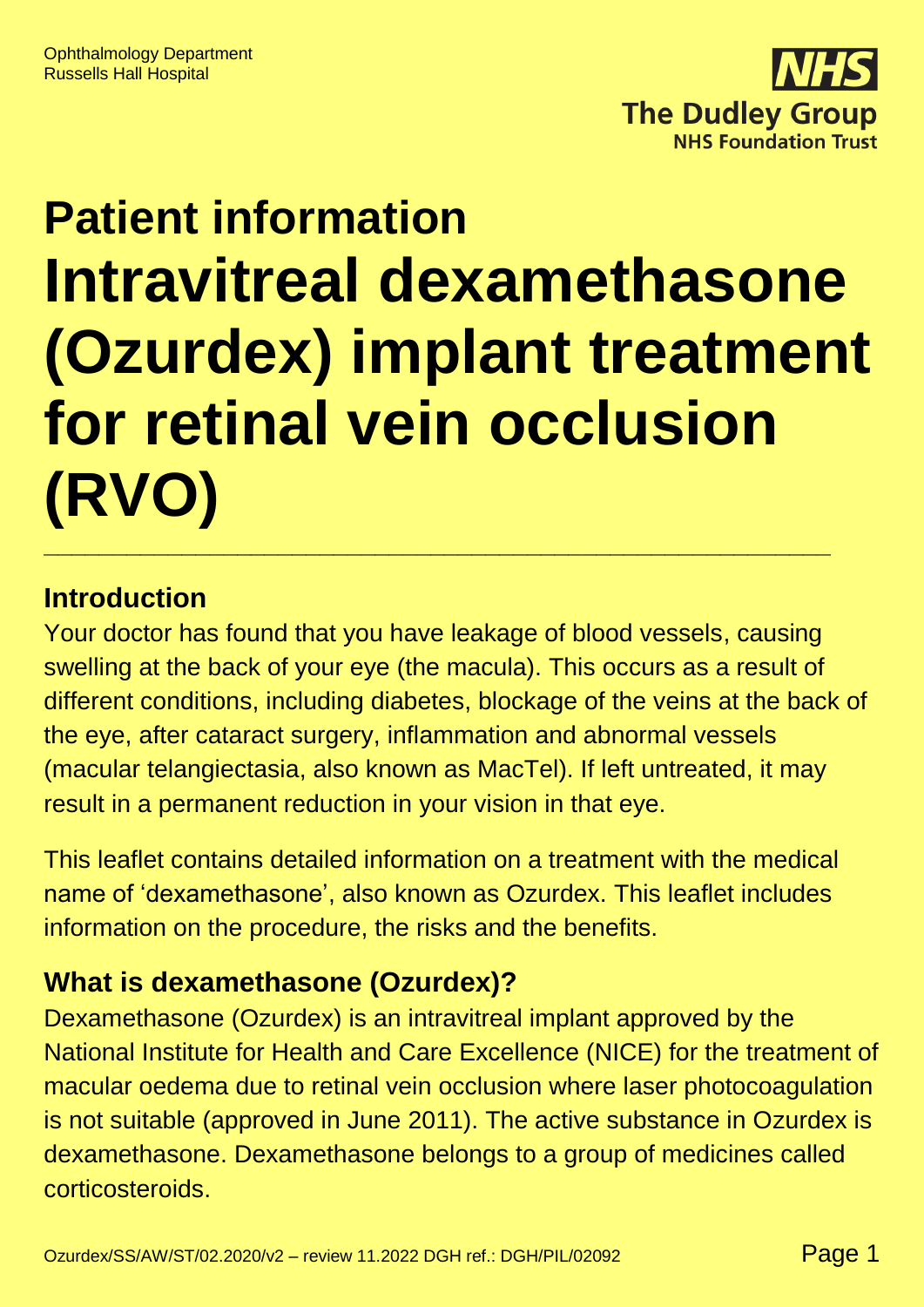Ophthalmology Department
Russells Hall Hospital

**NHS**
**The Dudley Group**
**NHS Foundation Trust**

# Patient information
# Intravitreal dexamethasone (Ozurdex) implant treatment for retinal vein occlusion (RVO)

---

## Introduction

Your doctor has found that you have leakage of blood vessels, causing swelling at the back of your eye (the macula). This occurs as a result of different conditions, including diabetes, blockage of the veins at the back of the eye, after cataract surgery, inflammation and abnormal vessels (macular telangiectasia, also known as MacTel). If left untreated, it may result in a permanent reduction in your vision in that eye.

This leaflet contains detailed information on a treatment with the medical name of 'dexamethasone', also known as Ozurdex. This leaflet includes information on the procedure, the risks and the benefits.

## What is dexamethasone (Ozurdex)?

Dexamethasone (Ozurdex) is an intravitreal implant approved by the National Institute for Health and Care Excellence (NICE) for the treatment of macular oedema due to retinal vein occlusion where laser photocoagulation is not suitable (approved in June 2011). The active substance in Ozurdex is dexamethasone. Dexamethasone belongs to a group of medicines called corticosteroids.

Ozurdex/SS/AW/ST/02.2020/v2 – review 11.2022 DGH ref.: DGH/PIL/02092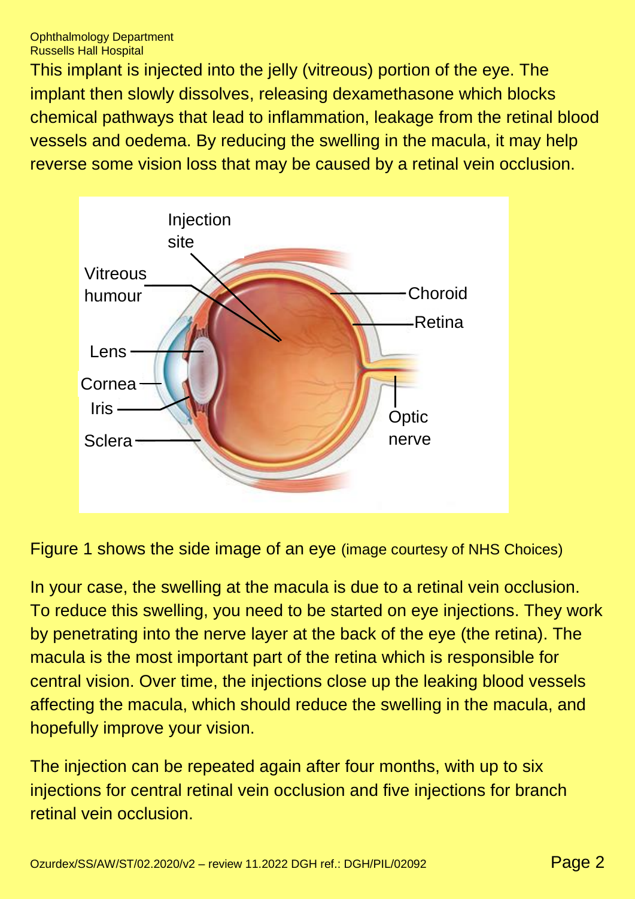This implant is injected into the jelly (vitreous) portion of the eye. The implant then slowly dissolves, releasing dexamethasone which blocks chemical pathways that lead to inflammation, leakage from the retinal blood vessels and oedema. By reducing the swelling in the macula, it may help reverse some vision loss that may be caused by a retinal vein occlusion.

Figure 1 shows the side image of an eye (image courtesy of NHS Choices)

In your case, the swelling at the macula is due to a retinal vein occlusion. To reduce this swelling, you need to be started on eye injections. They work by penetrating into the nerve layer at the back of the eye (the retina). The macula is the most important part of the retina which is responsible for central vision. Over time, the injections close up the leaking blood vessels affecting the macula, which should reduce the swelling in the macula, and hopefully improve your vision.

The injection can be repeated again after four months, with up to six injections for central retinal vein occlusion and five injections for branch retinal vein occlusion.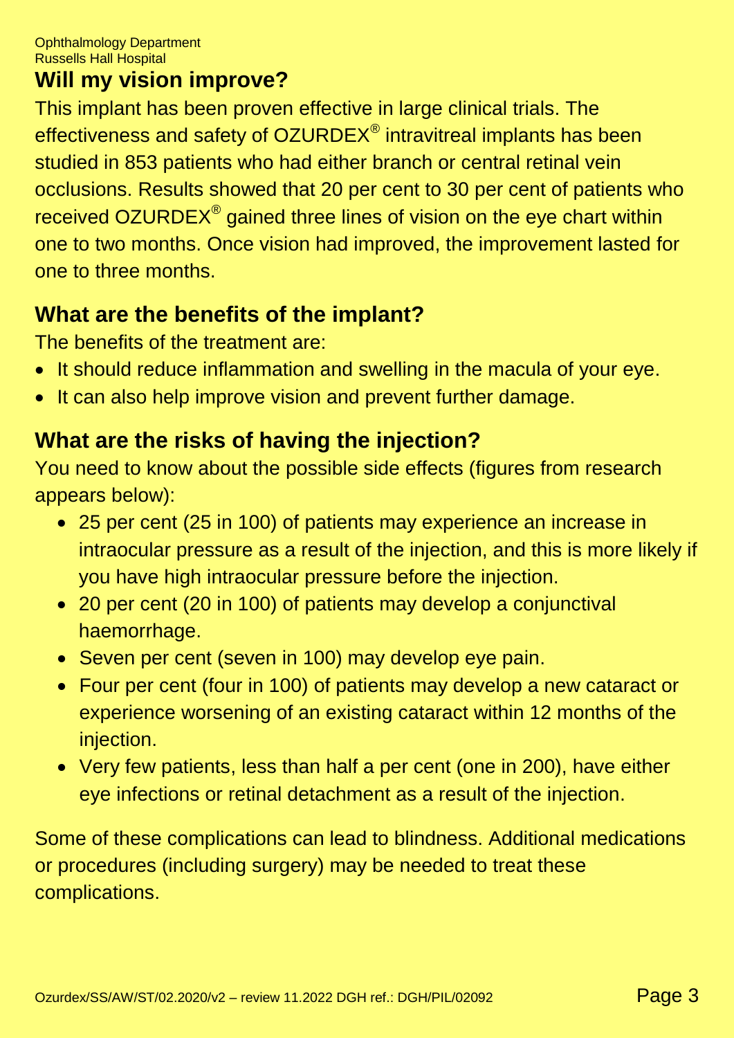## Will my vision improve?

This implant has been proven effective in large clinical trials. The effectiveness and safety of OZURDEX® intravitreal implants has been studied in 853 patients who had either branch or central retinal vein occlusions. Results showed that 20 per cent to 30 per cent of patients who received OZURDEX® gained three lines of vision on the eye chart within one to two months. Once vision had improved, the improvement lasted for one to three months.

## What are the benefits of the implant?

The benefits of the treatment are:

- It should reduce inflammation and swelling in the macula of your eye.
- It can also help improve vision and prevent further damage.

## What are the risks of having the injection?

You need to know about the possible side effects (figures from research appears below):

- 25 per cent (25 in 100) of patients may experience an increase in intraocular pressure as a result of the injection, and this is more likely if you have high intraocular pressure before the injection.
- 20 per cent (20 in 100) of patients may develop a conjunctival haemorrhage.
- Seven per cent (seven in 100) may develop eye pain.
- Four per cent (four in 100) of patients may develop a new cataract or experience worsening of an existing cataract within 12 months of the injection.
- Very few patients, less than half a per cent (one in 200), have either eye infections or retinal detachment as a result of the injection.

Some of these complications can lead to blindness. Additional medications or procedures (including surgery) may be needed to treat these complications.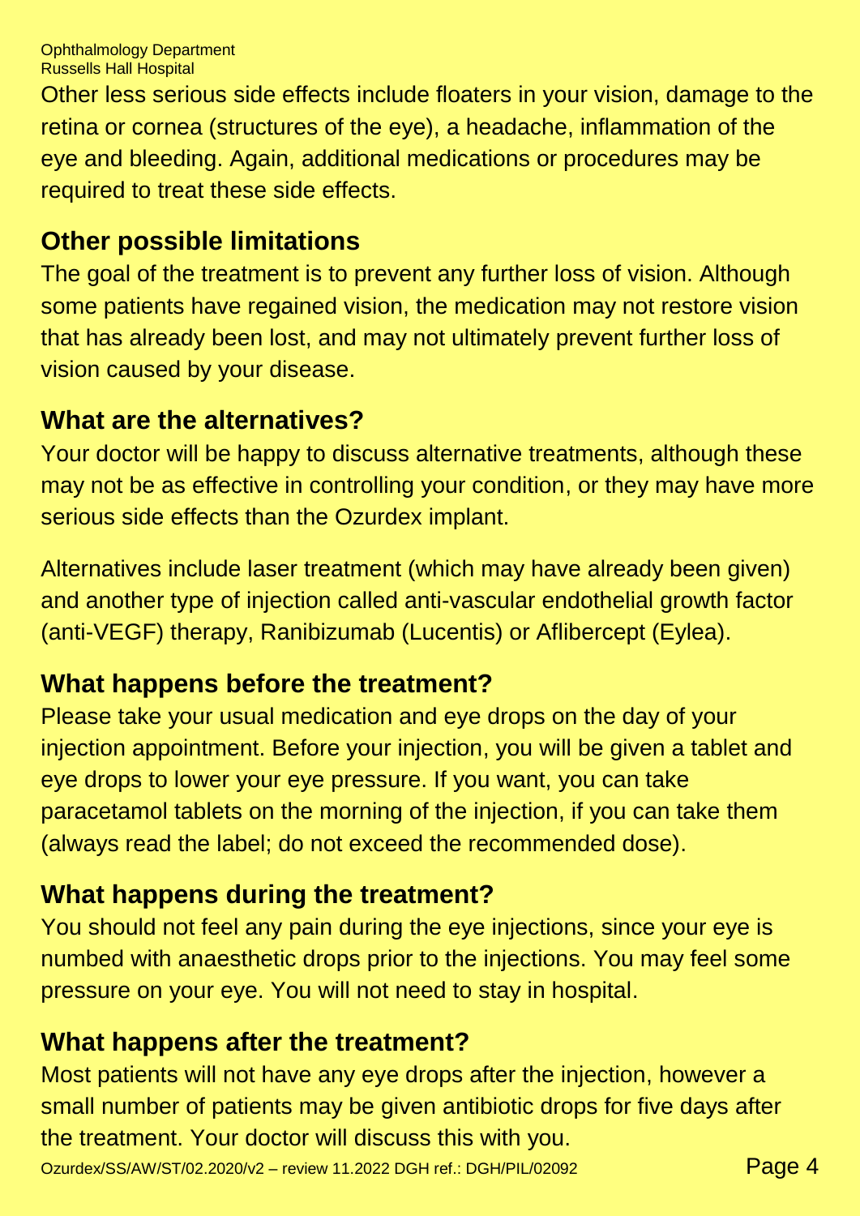Other less serious side effects include floaters in your vision, damage to the retina or cornea (structures of the eye), a headache, inflammation of the eye and bleeding. Again, additional medications or procedures may be required to treat these side effects.

## Other possible limitations

The goal of the treatment is to prevent any further loss of vision. Although some patients have regained vision, the medication may not restore vision that has already been lost, and may not ultimately prevent further loss of vision caused by your disease.

## What are the alternatives?

Your doctor will be happy to discuss alternative treatments, although these may not be as effective in controlling your condition, or they may have more serious side effects than the Ozurdex implant.

Alternatives include laser treatment (which may have already been given) and another type of injection called anti-vascular endothelial growth factor (anti-VEGF) therapy, Ranibizumab (Lucentis) or Aflibercept (Eylea).

## What happens before the treatment?

Please take your usual medication and eye drops on the day of your injection appointment. Before your injection, you will be given a tablet and eye drops to lower your eye pressure. If you want, you can take paracetamol tablets on the morning of the injection, if you can take them (always read the label; do not exceed the recommended dose).

## What happens during the treatment?

You should not feel any pain during the eye injections, since your eye is numbed with anaesthetic drops prior to the injections. You may feel some pressure on your eye. You will not need to stay in hospital.

## What happens after the treatment?

Most patients will not have any eye drops after the injection, however a small number of patients may be given antibiotic drops for five days after the treatment. Your doctor will discuss this with you.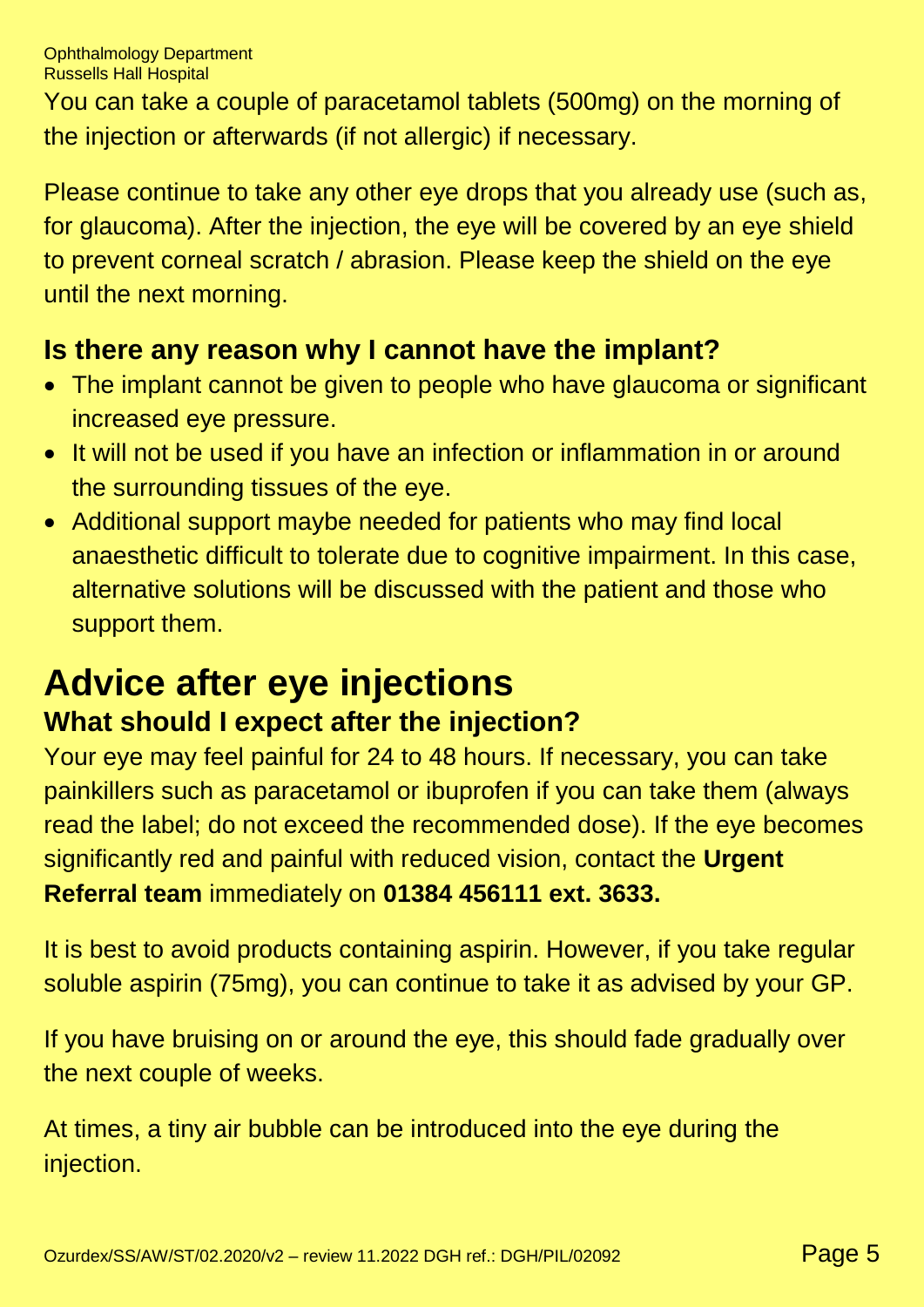You can take a couple of paracetamol tablets (500mg) on the morning of the injection or afterwards (if not allergic) if necessary.

Please continue to take any other eye drops that you already use (such as, for glaucoma). After the injection, the eye will be covered by an eye shield to prevent corneal scratch / abrasion. Please keep the shield on the eye until the next morning.

### Is there any reason why I cannot have the implant?

- The implant cannot be given to people who have glaucoma or significant increased eye pressure.
- It will not be used if you have an infection or inflammation in or around the surrounding tissues of the eye.
- Additional support maybe needed for patients who may find local anaesthetic difficult to tolerate due to cognitive impairment. In this case, alternative solutions will be discussed with the patient and those who support them.

## Advice after eye injections

### What should I expect after the injection?

Your eye may feel painful for 24 to 48 hours. If necessary, you can take painkillers such as paracetamol or ibuprofen if you can take them (always read the label; do not exceed the recommended dose). If the eye becomes significantly red and painful with reduced vision, contact the **Urgent Referral team** immediately on **01384 456111 ext. 3633.**

It is best to avoid products containing aspirin. However, if you take regular soluble aspirin (75mg), you can continue to take it as advised by your GP.

If you have bruising on or around the eye, this should fade gradually over the next couple of weeks.

At times, a tiny air bubble can be introduced into the eye during the injection.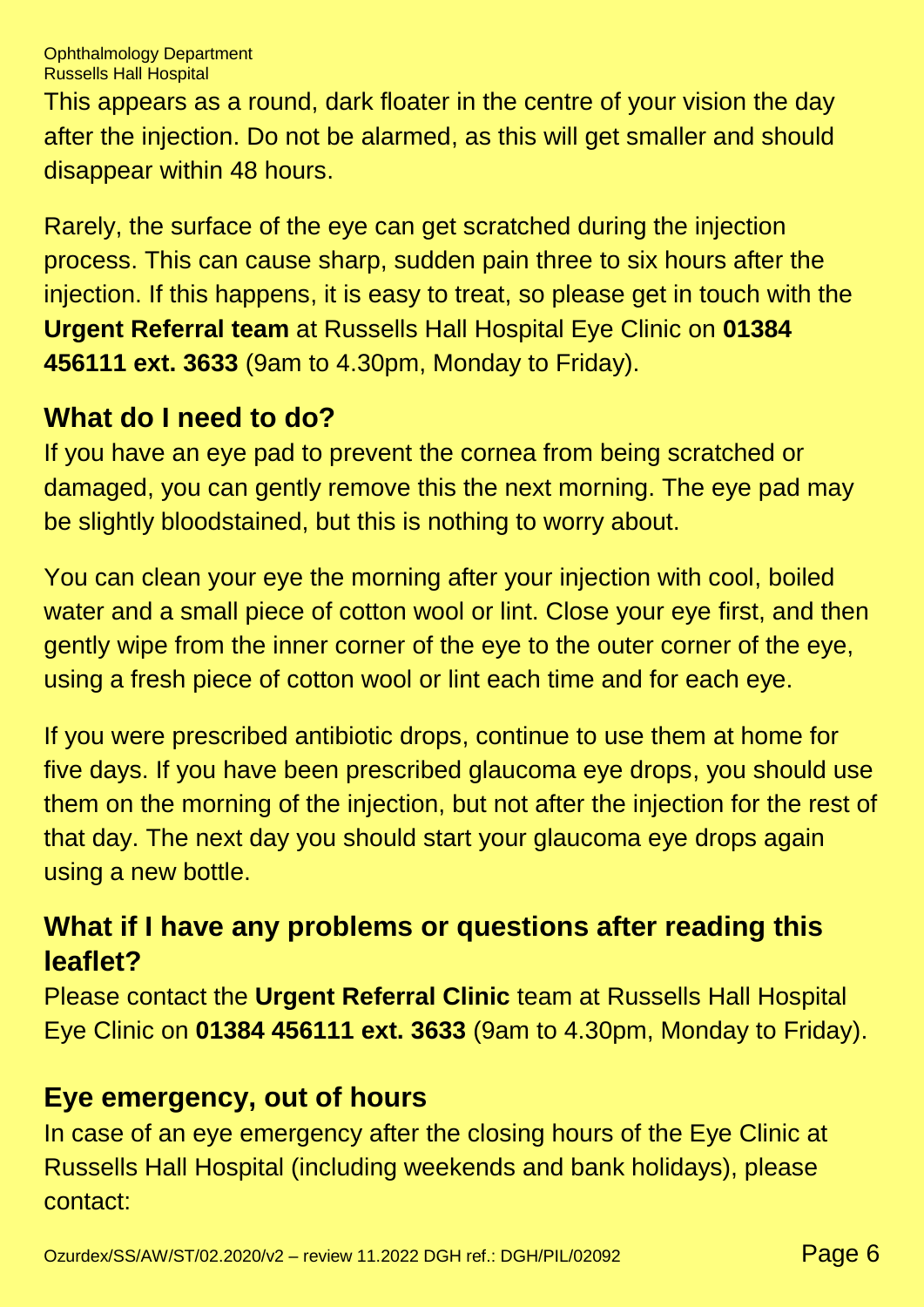This appears as a round, dark floater in the centre of your vision the day after the injection. Do not be alarmed, as this will get smaller and should disappear within 48 hours.

Rarely, the surface of the eye can get scratched during the injection process. This can cause sharp, sudden pain three to six hours after the injection. If this happens, it is easy to treat, so please get in touch with the **Urgent Referral team** at Russells Hall Hospital Eye Clinic on **01384 456111 ext. 3633** (9am to 4.30pm, Monday to Friday).

## What do I need to do?

If you have an eye pad to prevent the cornea from being scratched or damaged, you can gently remove this the next morning. The eye pad may be slightly bloodstained, but this is nothing to worry about.

You can clean your eye the morning after your injection with cool, boiled water and a small piece of cotton wool or lint. Close your eye first, and then gently wipe from the inner corner of the eye to the outer corner of the eye, using a fresh piece of cotton wool or lint each time and for each eye.

If you were prescribed antibiotic drops, continue to use them at home for five days. If you have been prescribed glaucoma eye drops, you should use them on the morning of the injection, but not after the injection for the rest of that day. The next day you should start your glaucoma eye drops again using a new bottle.

## What if I have any problems or questions after reading this leaflet?

Please contact the **Urgent Referral Clinic** team at Russells Hall Hospital Eye Clinic on **01384 456111 ext. 3633** (9am to 4.30pm, Monday to Friday).

## Eye emergency, out of hours

In case of an eye emergency after the closing hours of the Eye Clinic at Russells Hall Hospital (including weekends and bank holidays), please contact: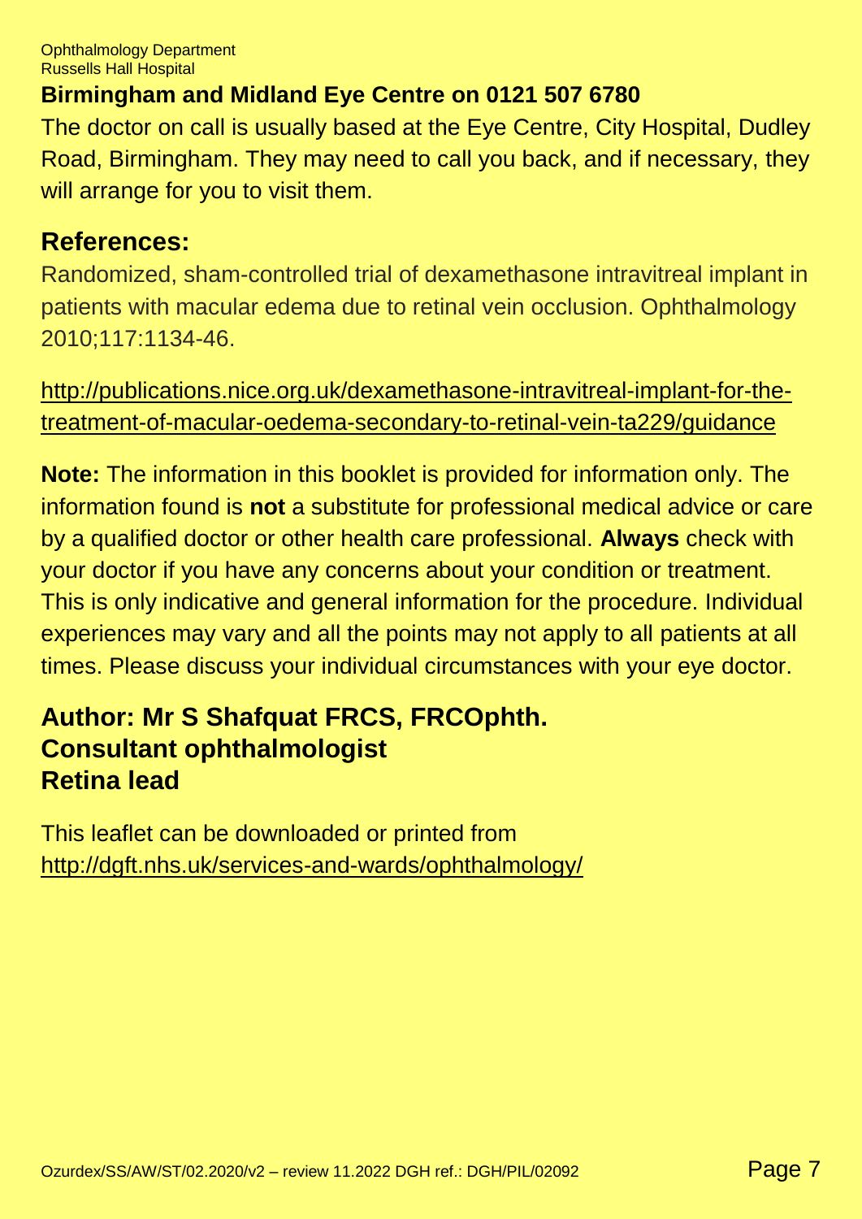**Birmingham and Midland Eye Centre on 0121 507 6780**

The doctor on call is usually based at the Eye Centre, City Hospital, Dudley Road, Birmingham. They may need to call you back, and if necessary, they will arrange for you to visit them.

## References:

Randomized, sham-controlled trial of dexamethasone intravitreal implant in patients with macular edema due to retinal vein occlusion. Ophthalmology 2010;117:1134-46.

http://publications.nice.org.uk/dexamethasone-intravitreal-implant-for-the-treatment-of-macular-oedema-secondary-to-retinal-vein-ta229/guidance

**Note:** The information in this booklet is provided for information only. The information found is **not** a substitute for professional medical advice or care by a qualified doctor or other health care professional. **Always** check with your doctor if you have any concerns about your condition or treatment. This is only indicative and general information for the procedure. Individual experiences may vary and all the points may not apply to all patients at all times. Please discuss your individual circumstances with your eye doctor.

**Author: Mr S Shafquat FRCS, FRCOphth.**
**Consultant ophthalmologist**
**Retina lead**

This leaflet can be downloaded or printed from
http://dgft.nhs.uk/services-and-wards/ophthalmology/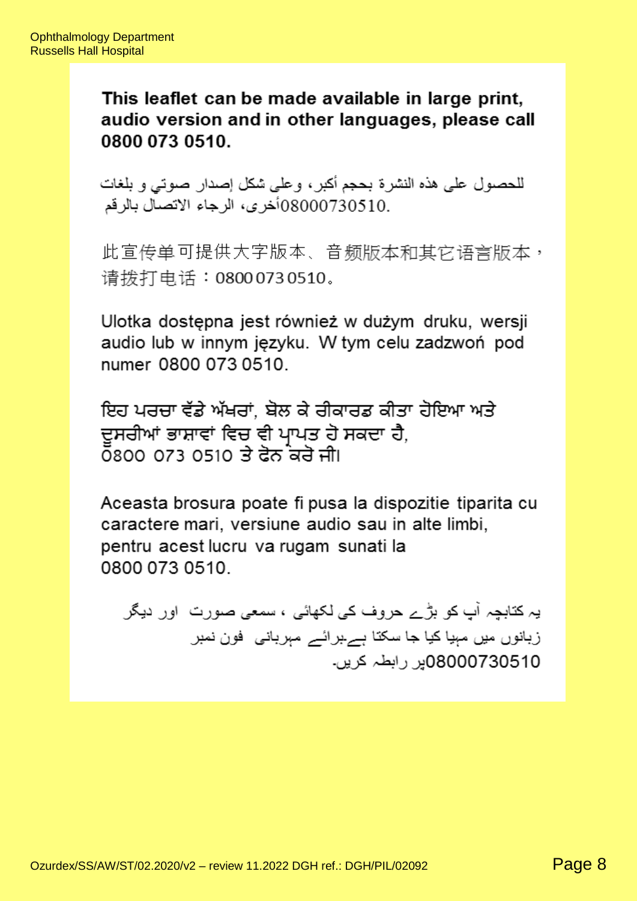**This leaflet can be made available in large print, audio version and in other languages, please call 0800 073 0510.**

للحصول على هذه النشرة بحجم أكبر، وعلى شكل إصدار صوتي و بلغات أخرى، الرجاء الاتصال بالرقم 08000730510.

此宣传单可提供大字版本、音频版本和其它语言版本，请拨打电话：0800 073 0510。

Ulotka dostępna jest również w dużym druku, wersji audio lub w innym języku. W tym celu zadzwoń pod numer 0800 073 0510.

ਇਹ ਪਰਚਾ ਵੱਡੇ ਅੱਖਰਾਂ, ਬੋਲ ਕੇ ਰੀਕਾਰਡ ਕੀਤਾ ਹੋਇਆ ਅਤੇ ਦੂਸਰੀਆਂ ਭਾਸ਼ਾਵਾਂ ਵਿਚ ਵੀ ਪ੍ਰਾਪਤ ਹੋ ਸਕਦਾ ਹੈ, 0800 073 0510 ਤੇ ਫੋਨ ਕਰੋ ਜੀ।

Aceasta brosura poate fi pusa la dispozitie tiparita cu caractere mari, versiune audio sau in alte limbi, pentru acest lucru va rugam sunati la 0800 073 0510.

یہ کتابچہ آپ کو بڑے حروف کی لکھائی ، سمعی صورت اور دیگر زبانوں میں مہیا کیا جا سکتا ہے۔برائے مہربانی فون نمبر 08000730510پر رابطہ کریں۔

Ozurdex/SS/AW/ST/02.2020/v2 – review 11.2022 DGH ref.: DGH/PIL/02092